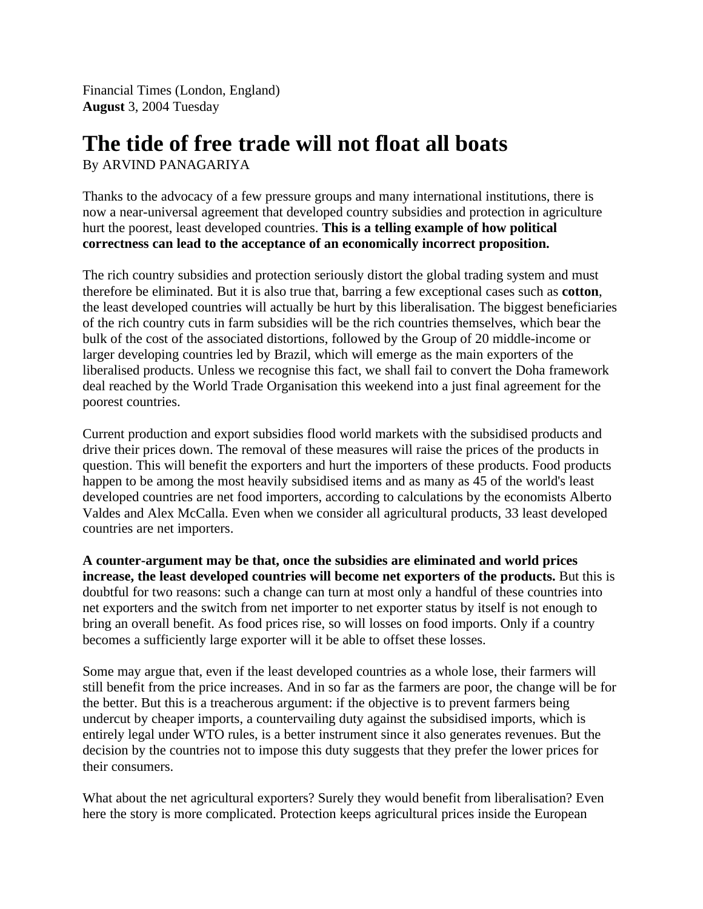Financial Times (London, England)
**August** 3, 2004 Tuesday

# The tide of free trade will not float all boats

By ARVIND PANAGARIYA

Thanks to the advocacy of a few pressure groups and many international institutions, there is now a near-universal agreement that developed country subsidies and protection in agriculture hurt the poorest, least developed countries. **This is a telling example of how political correctness can lead to the acceptance of an economically incorrect proposition.**

The rich country subsidies and protection seriously distort the global trading system and must therefore be eliminated. But it is also true that, barring a few exceptional cases such as **cotton**, the least developed countries will actually be hurt by this liberalisation. The biggest beneficiaries of the rich country cuts in farm subsidies will be the rich countries themselves, which bear the bulk of the cost of the associated distortions, followed by the Group of 20 middle-income or larger developing countries led by Brazil, which will emerge as the main exporters of the liberalised products. Unless we recognise this fact, we shall fail to convert the Doha framework deal reached by the World Trade Organisation this weekend into a just final agreement for the poorest countries.

Current production and export subsidies flood world markets with the subsidised products and drive their prices down. The removal of these measures will raise the prices of the products in question. This will benefit the exporters and hurt the importers of these products. Food products happen to be among the most heavily subsidised items and as many as 45 of the world's least developed countries are net food importers, according to calculations by the economists Alberto Valdes and Alex McCalla. Even when we consider all agricultural products, 33 least developed countries are net importers.

**A counter-argument may be that, once the subsidies are eliminated and world prices increase, the least developed countries will become net exporters of the products.** But this is doubtful for two reasons: such a change can turn at most only a handful of these countries into net exporters and the switch from net importer to net exporter status by itself is not enough to bring an overall benefit. As food prices rise, so will losses on food imports. Only if a country becomes a sufficiently large exporter will it be able to offset these losses.

Some may argue that, even if the least developed countries as a whole lose, their farmers will still benefit from the price increases. And in so far as the farmers are poor, the change will be for the better. But this is a treacherous argument: if the objective is to prevent farmers being undercut by cheaper imports, a countervailing duty against the subsidised imports, which is entirely legal under WTO rules, is a better instrument since it also generates revenues. But the decision by the countries not to impose this duty suggests that they prefer the lower prices for their consumers.

What about the net agricultural exporters? Surely they would benefit from liberalisation? Even here the story is more complicated. Protection keeps agricultural prices inside the European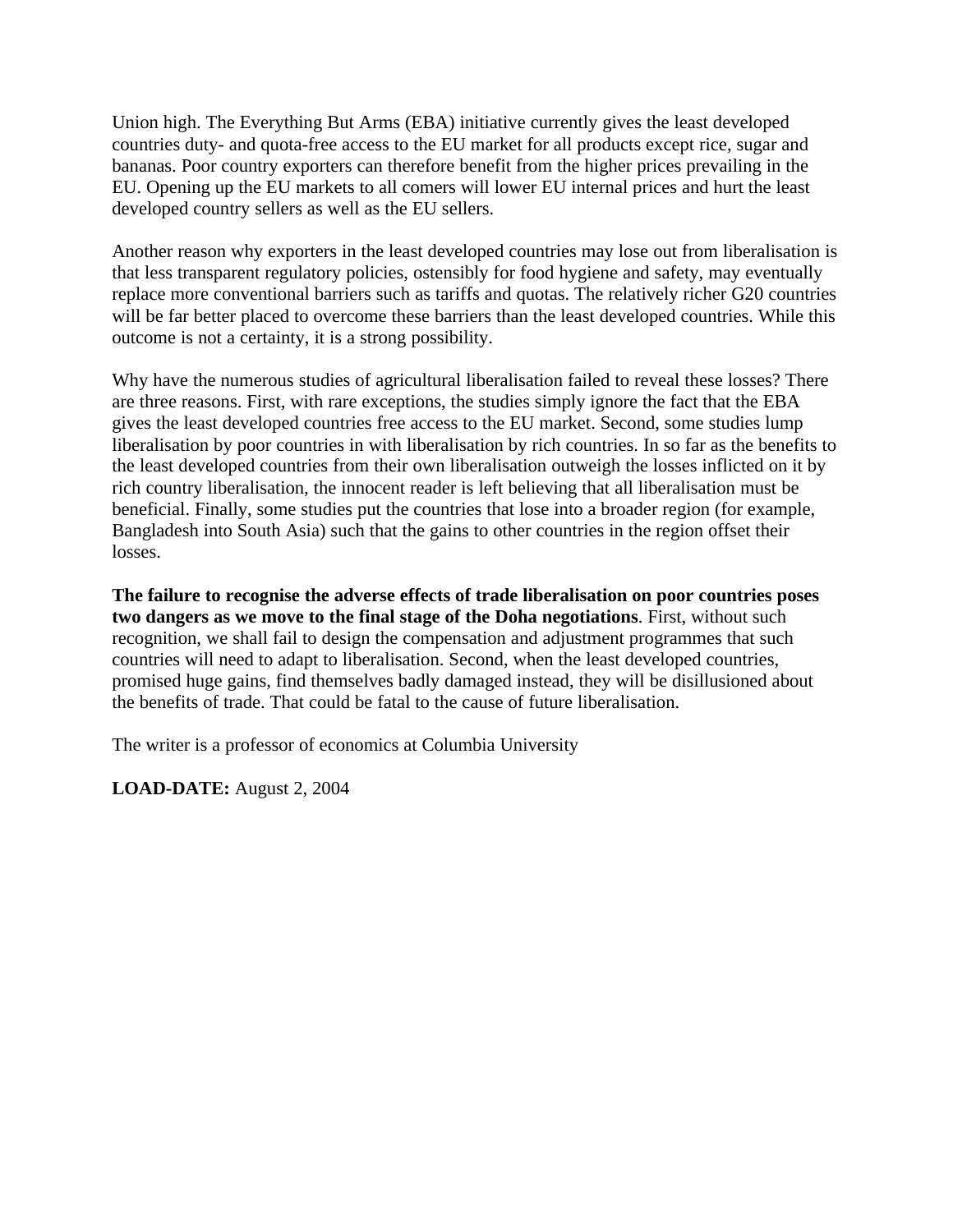Union high. The Everything But Arms (EBA) initiative currently gives the least developed countries duty- and quota-free access to the EU market for all products except rice, sugar and bananas. Poor country exporters can therefore benefit from the higher prices prevailing in the EU. Opening up the EU markets to all comers will lower EU internal prices and hurt the least developed country sellers as well as the EU sellers.

Another reason why exporters in the least developed countries may lose out from liberalisation is that less transparent regulatory policies, ostensibly for food hygiene and safety, may eventually replace more conventional barriers such as tariffs and quotas. The relatively richer G20 countries will be far better placed to overcome these barriers than the least developed countries. While this outcome is not a certainty, it is a strong possibility.

Why have the numerous studies of agricultural liberalisation failed to reveal these losses? There are three reasons. First, with rare exceptions, the studies simply ignore the fact that the EBA gives the least developed countries free access to the EU market. Second, some studies lump liberalisation by poor countries in with liberalisation by rich countries. In so far as the benefits to the least developed countries from their own liberalisation outweigh the losses inflicted on it by rich country liberalisation, the innocent reader is left believing that all liberalisation must be beneficial. Finally, some studies put the countries that lose into a broader region (for example, Bangladesh into South Asia) such that the gains to other countries in the region offset their losses.

**The failure to recognise the adverse effects of trade liberalisation on poor countries poses two dangers as we move to the final stage of the Doha negotiations**. First, without such recognition, we shall fail to design the compensation and adjustment programmes that such countries will need to adapt to liberalisation. Second, when the least developed countries, promised huge gains, find themselves badly damaged instead, they will be disillusioned about the benefits of trade. That could be fatal to the cause of future liberalisation.

The writer is a professor of economics at Columbia University

**LOAD-DATE:** August 2, 2004